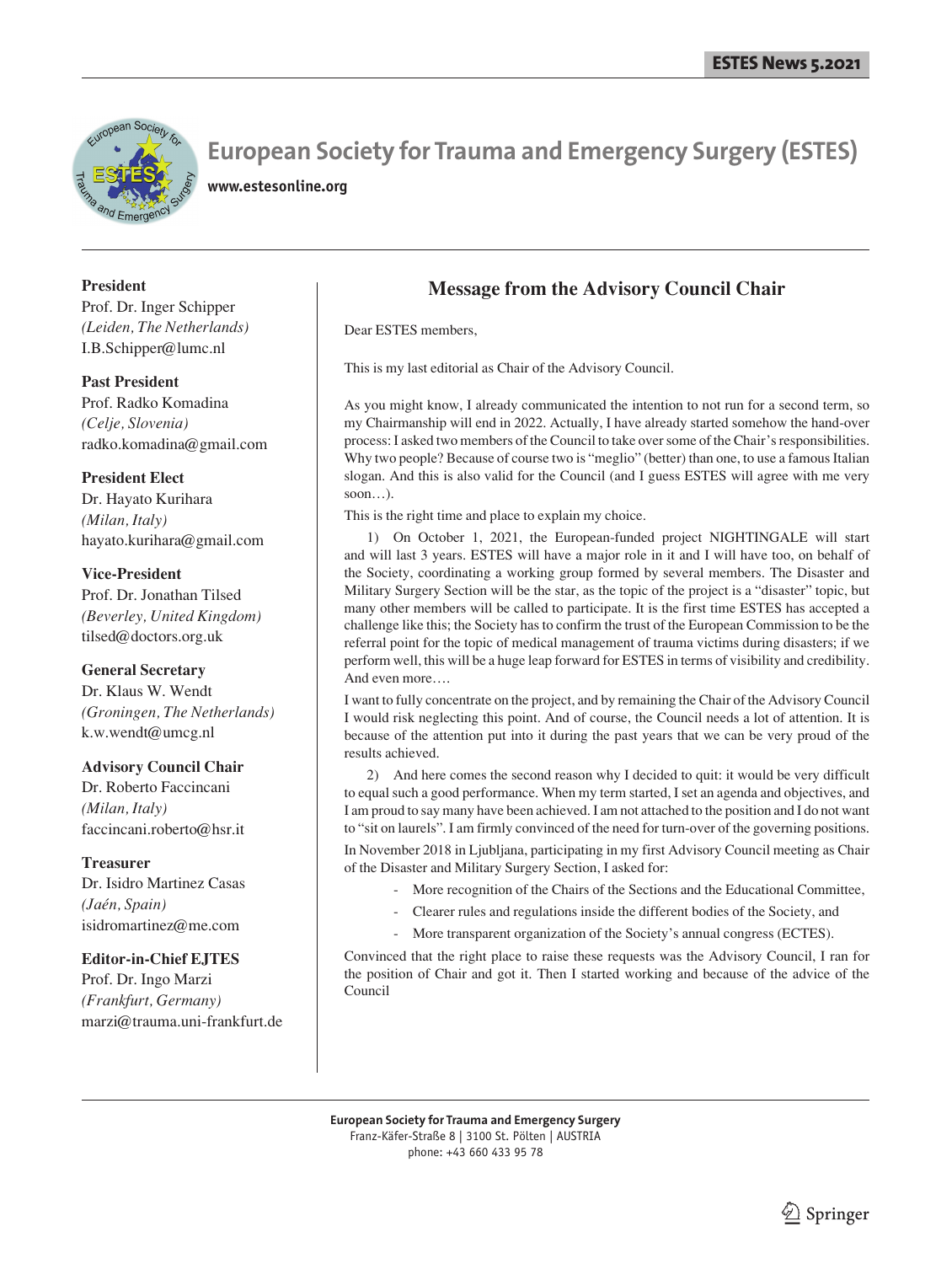# European Society for Trauma and Emergency Surgery (ESTES)

www.estesonline.org

**President**
Prof. Dr. Inger Schipper
*(Leiden, The Netherlands)*
I.B.Schipper@lumc.nl

**Past President**
Prof. Radko Komadina
*(Celje, Slovenia)*
radko.komadina@gmail.com

**President Elect**
Dr. Hayato Kurihara
*(Milan, Italy)*
hayato.kurihara@gmail.com

**Vice-President**
Prof. Dr. Jonathan Tilsed
*(Beverley, United Kingdom)*
tilsed@doctors.org.uk

**General Secretary**
Dr. Klaus W. Wendt
*(Groningen, The Netherlands)*
k.w.wendt@umcg.nl

**Advisory Council Chair**
Dr. Roberto Faccincani
*(Milan, Italy)*
faccincani.roberto@hsr.it

**Treasurer**
Dr. Isidro Martinez Casas
*(Jaén, Spain)*
isidromartinez@me.com

**Editor-in-Chief EJTES**
Prof. Dr. Ingo Marzi
*(Frankfurt, Germany)*
marzi@trauma.uni-frankfurt.de

## Message from the Advisory Council Chair

Dear ESTES members,

This is my last editorial as Chair of the Advisory Council.

As you might know, I already communicated the intention to not run for a second term, so my Chairmanship will end in 2022. Actually, I have already started somehow the hand-over process: I asked two members of the Council to take over some of the Chair's responsibilities. Why two people? Because of course two is "meglio" (better) than one, to use a famous Italian slogan. And this is also valid for the Council (and I guess ESTES will agree with me very soon…).

This is the right time and place to explain my choice.

1) On October 1, 2021, the European-funded project NIGHTINGALE will start and will last 3 years. ESTES will have a major role in it and I will have too, on behalf of the Society, coordinating a working group formed by several members. The Disaster and Military Surgery Section will be the star, as the topic of the project is a "disaster" topic, but many other members will be called to participate. It is the first time ESTES has accepted a challenge like this; the Society has to confirm the trust of the European Commission to be the referral point for the topic of medical management of trauma victims during disasters; if we perform well, this will be a huge leap forward for ESTES in terms of visibility and credibility. And even more….

I want to fully concentrate on the project, and by remaining the Chair of the Advisory Council I would risk neglecting this point. And of course, the Council needs a lot of attention. It is because of the attention put into it during the past years that we can be very proud of the results achieved.

2) And here comes the second reason why I decided to quit: it would be very difficult to equal such a good performance. When my term started, I set an agenda and objectives, and I am proud to say many have been achieved. I am not attached to the position and I do not want to "sit on laurels". I am firmly convinced of the need for turn-over of the governing positions.

In November 2018 in Ljubljana, participating in my first Advisory Council meeting as Chair of the Disaster and Military Surgery Section, I asked for:

- More recognition of the Chairs of the Sections and the Educational Committee,
- Clearer rules and regulations inside the different bodies of the Society, and
- More transparent organization of the Society's annual congress (ECTES).

Convinced that the right place to raise these requests was the Advisory Council, I ran for the position of Chair and got it. Then I started working and because of the advice of the Council

**European Society for Trauma and Emergency Surgery**
Franz-Käfer-Straße 8 | 3100 St. Pölten | AUSTRIA
phone: +43 660 433 95 78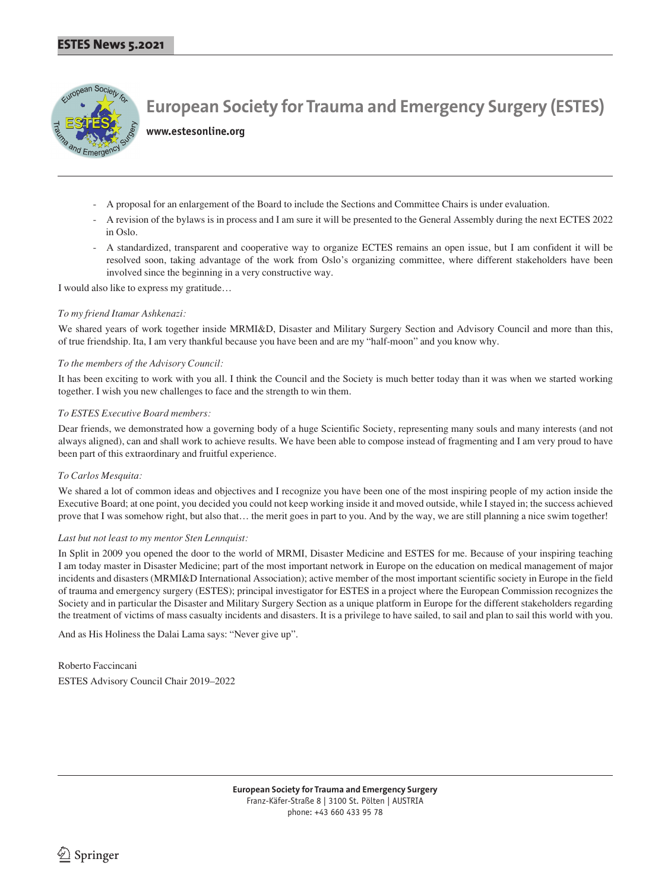- A proposal for an enlargement of the Board to include the Sections and Committee Chairs is under evaluation.
- A revision of the bylaws is in process and I am sure it will be presented to the General Assembly during the next ECTES 2022 in Oslo.
- A standardized, transparent and cooperative way to organize ECTES remains an open issue, but I am confident it will be resolved soon, taking advantage of the work from Oslo's organizing committee, where different stakeholders have been involved since the beginning in a very constructive way.

I would also like to express my gratitude…

*To my friend Itamar Ashkenazi:*

We shared years of work together inside MRMI&D, Disaster and Military Surgery Section and Advisory Council and more than this, of true friendship. Ita, I am very thankful because you have been and are my "half-moon" and you know why.

*To the members of the Advisory Council:*

It has been exciting to work with you all. I think the Council and the Society is much better today than it was when we started working together. I wish you new challenges to face and the strength to win them.

*To ESTES Executive Board members:*

Dear friends, we demonstrated how a governing body of a huge Scientific Society, representing many souls and many interests (and not always aligned), can and shall work to achieve results. We have been able to compose instead of fragmenting and I am very proud to have been part of this extraordinary and fruitful experience.

*To Carlos Mesquita:*

We shared a lot of common ideas and objectives and I recognize you have been one of the most inspiring people of my action inside the Executive Board; at one point, you decided you could not keep working inside it and moved outside, while I stayed in; the success achieved prove that I was somehow right, but also that… the merit goes in part to you. And by the way, we are still planning a nice swim together!

*Last but not least to my mentor Sten Lennquist:*

In Split in 2009 you opened the door to the world of MRMI, Disaster Medicine and ESTES for me. Because of your inspiring teaching I am today master in Disaster Medicine; part of the most important network in Europe on the education on medical management of major incidents and disasters (MRMI&D International Association); active member of the most important scientific society in Europe in the field of trauma and emergency surgery (ESTES); principal investigator for ESTES in a project where the European Commission recognizes the Society and in particular the Disaster and Military Surgery Section as a unique platform in Europe for the different stakeholders regarding the treatment of victims of mass casualty incidents and disasters. It is a privilege to have sailed, to sail and plan to sail this world with you.

And as His Holiness the Dalai Lama says: "Never give up".

Roberto Faccincani
ESTES Advisory Council Chair 2019–2022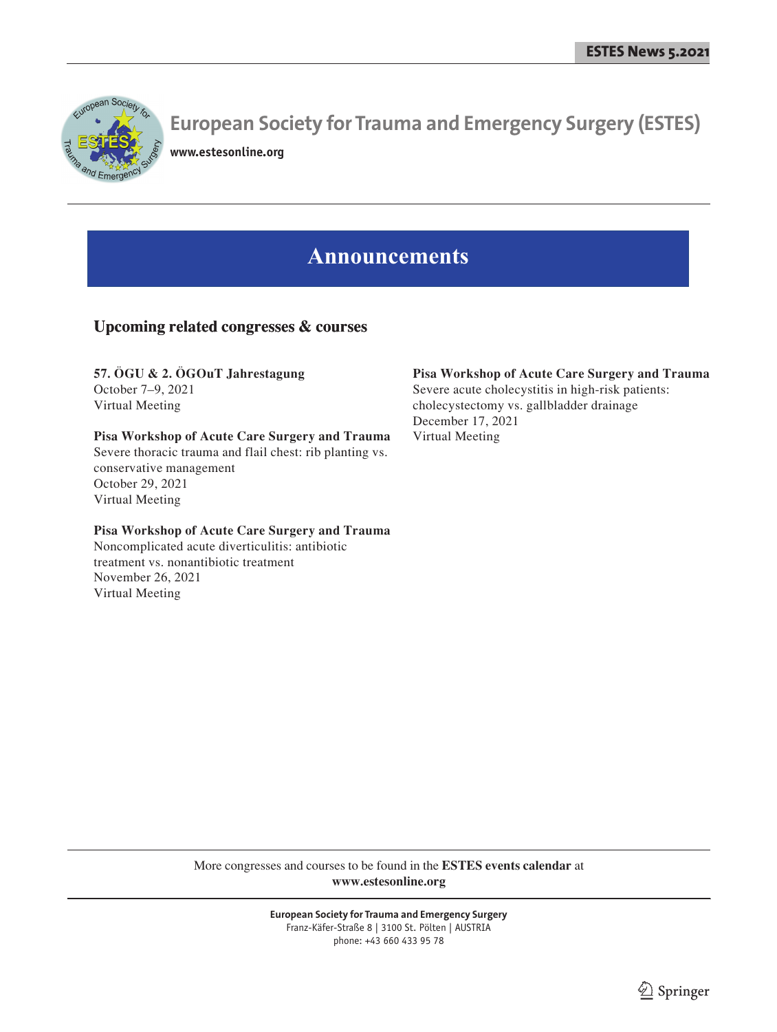# European Society for Trauma and Emergency Surgery (ESTES)

www.estesonline.org

## Announcements

### Upcoming related congresses & courses

**57. ÖGU & 2. ÖGOuT Jahrestagung**
October 7–9, 2021
Virtual Meeting

**Pisa Workshop of Acute Care Surgery and Trauma**
Severe thoracic trauma and flail chest: rib planting vs. conservative management
October 29, 2021
Virtual Meeting

**Pisa Workshop of Acute Care Surgery and Trauma**
Noncomplicated acute diverticulitis: antibiotic treatment vs. nonantibiotic treatment
November 26, 2021
Virtual Meeting

**Pisa Workshop of Acute Care Surgery and Trauma**
Severe acute cholecystitis in high-risk patients: cholecystectomy vs. gallbladder drainage
December 17, 2021
Virtual Meeting

More congresses and courses to be found in the **ESTES events calendar** at **www.estesonline.org**

**European Society for Trauma and Emergency Surgery**
Franz-Käfer-Straße 8 | 3100 St. Pölten | AUSTRIA
phone: +43 660 433 95 78